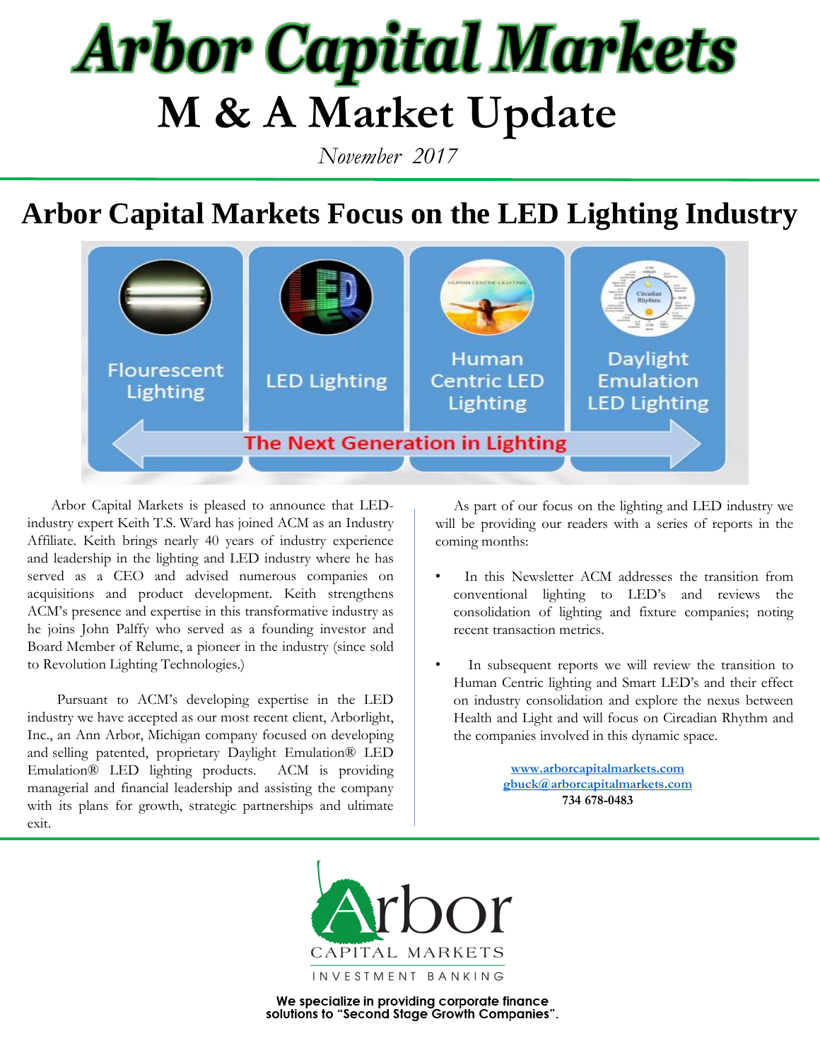# Arbor Capital Markets

# M & A Market Update

*November 2017*

## Arbor Capital Markets Focus on the LED Lighting Industry

Flourescent Lighting | LED Lighting | Human Centric LED Lighting | Daylight Emulation LED Lighting

The Next Generation in Lighting

Arbor Capital Markets is pleased to announce that LED-industry expert Keith T.S. Ward has joined ACM as an Industry Affiliate. Keith brings nearly 40 years of industry experience and leadership in the lighting and LED industry where he has served as a CEO and advised numerous companies on acquisitions and product development. Keith strengthens ACM's presence and expertise in this transformative industry as he joins John Palffy who served as a founding investor and Board Member of Relume, a pioneer in the industry (since sold to Revolution Lighting Technologies.)

Pursuant to ACM's developing expertise in the LED industry we have accepted as our most recent client, Arborlight, Inc., an Ann Arbor, Michigan company focused on developing and selling patented, proprietary Daylight Emulation® LED Emulation® LED lighting products. ACM is providing managerial and financial leadership and assisting the company with its plans for growth, strategic partnerships and ultimate exit.

As part of our focus on the lighting and LED industry we will be providing our readers with a series of reports in the coming months:

- In this Newsletter ACM addresses the transition from conventional lighting to LED's and reviews the consolidation of lighting and fixture companies; noting recent transaction metrics.
- In subsequent reports we will review the transition to Human Centric lighting and Smart LED's and their effect on industry consolidation and explore the nexus between Health and Light and will focus on Circadian Rhythm and the companies involved in this dynamic space.

**www.arborcapitalmarkets.com**
**gbuck@arborcapitalmarkets.com**
**734 678-0483**

Arbor
CAPITAL MARKETS
INVESTMENT BANKING

**We specialize in providing corporate finance solutions to "Second Stage Growth Companies".**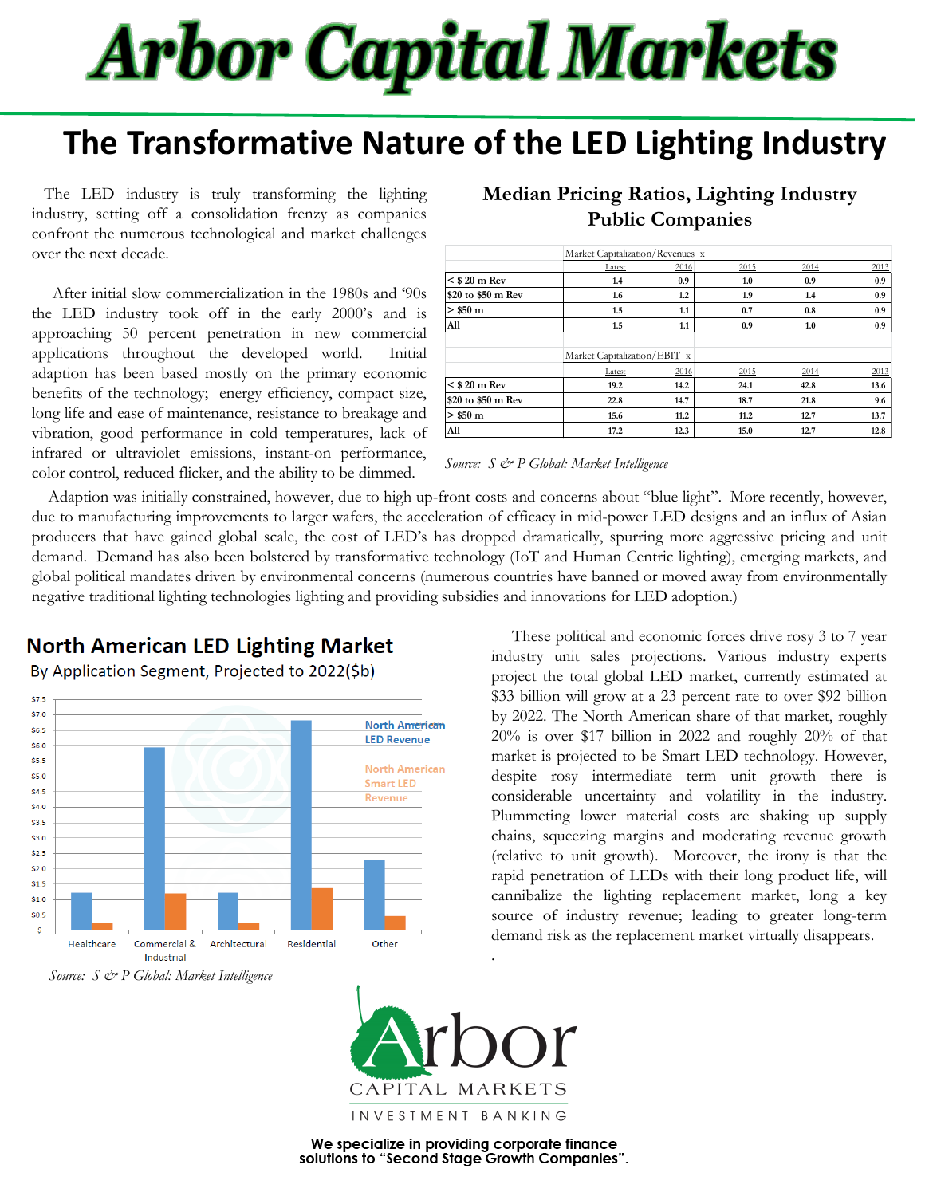# Arbor Capital Markets

# The Transformative Nature of the LED Lighting Industry

The LED industry is truly transforming the lighting industry, setting off a consolidation frenzy as companies confront the numerous technological and market challenges over the next decade.

After initial slow commercialization in the 1980s and '90s the LED industry took off in the early 2000's and is approaching 50 percent penetration in new commercial applications throughout the developed world. Initial adaption has been based mostly on the primary economic benefits of the technology; energy efficiency, compact size, long life and ease of maintenance, resistance to breakage and vibration, good performance in cold temperatures, lack of infrared or ultraviolet emissions, instant-on performance, color control, reduced flicker, and the ability to be dimmed.

## Median Pricing Ratios, Lighting Industry Public Companies

| | Market Capitalization/Revenues x | | | | |
|---|---|---|---|---|---|
| | Latest | 2016 | 2015 | 2014 | 2013 |
| **< $ 20 m Rev** | 1.4 | 0.9 | 1.0 | 0.9 | 0.9 |
| **$20 to $50 m Rev** | 1.6 | 1.2 | 1.9 | 1.4 | 0.9 |
| **> $50 m** | 1.5 | 1.1 | 0.7 | 0.8 | 0.9 |
| **All** | 1.5 | 1.1 | 0.9 | 1.0 | 0.9 |
| | **Market Capitalization/EBIT x** | | | | |
| | Latest | 2016 | 2015 | 2014 | 2013 |
| **< $ 20 m Rev** | 19.2 | 14.2 | 24.1 | 42.8 | 13.6 |
| **$20 to $50 m Rev** | 22.8 | 14.7 | 18.7 | 21.8 | 9.6 |
| **> $50 m** | 15.6 | 11.2 | 11.2 | 12.7 | 13.7 |
| **All** | 17.2 | 12.3 | 15.0 | 12.7 | 12.8 |

*Source: S & P Global: Market Intelligence*

Adaption was initially constrained, however, due to high up-front costs and concerns about "blue light". More recently, however, due to manufacturing improvements to larger wafers, the acceleration of efficacy in mid-power LED designs and an influx of Asian producers that have gained global scale, the cost of LED's has dropped dramatically, spurring more aggressive pricing and unit demand. Demand has also been bolstered by transformative technology (IoT and Human Centric lighting), emerging markets, and global political mandates driven by environmental concerns (numerous countries have banned or moved away from environmentally negative traditional lighting technologies lighting and providing subsidies and innovations for LED adoption.)

## North American LED Lighting Market

By Application Segment, Projected to 2022($b)

*Source: S & P Global: Market Intelligence*

These political and economic forces drive rosy 3 to 7 year industry unit sales projections. Various industry experts project the total global LED market, currently estimated at $33 billion will grow at a 23 percent rate to over $92 billion by 2022. The North American share of that market, roughly 20% is over $17 billion in 2022 and roughly 20% of that market is projected to be Smart LED technology. However, despite rosy intermediate term unit growth there is considerable uncertainty and volatility in the industry. Plummeting lower material costs are shaking up supply chains, squeezing margins and moderating revenue growth (relative to unit growth). Moreover, the irony is that the rapid penetration of LEDs with their long product life, will cannibalize the lighting replacement market, long a key source of industry revenue; leading to greater long-term demand risk as the replacement market virtually disappears.

Arbor Capital Markets — Investment Banking

**We specialize in providing corporate finance solutions to "Second Stage Growth Companies".**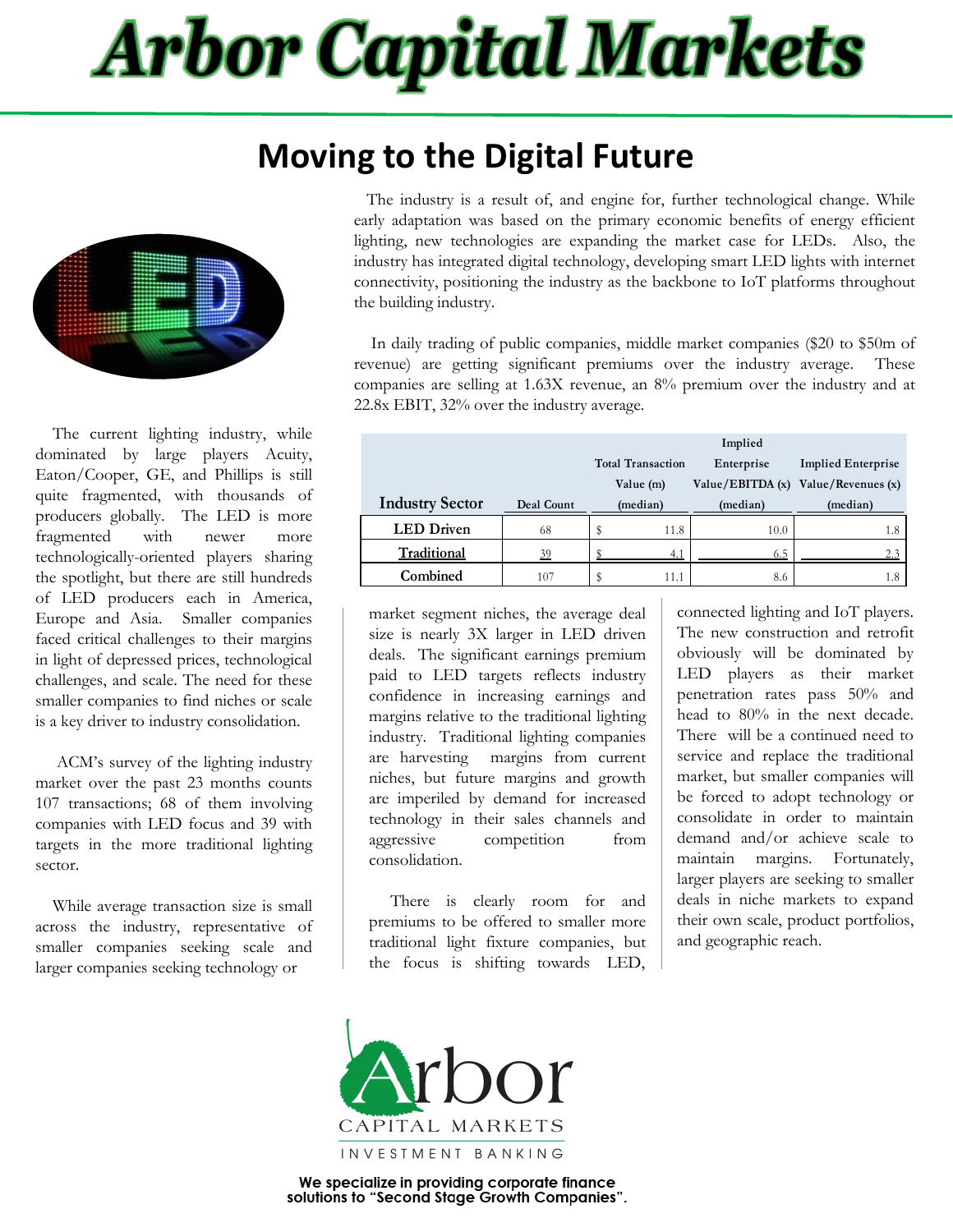# Arbor Capital Markets

## Moving to the Digital Future

The current lighting industry, while dominated by large players Acuity, Eaton/Cooper, GE, and Phillips is still quite fragmented, with thousands of producers globally. The LED is more fragmented with newer more technologically-oriented players sharing the spotlight, but there are still hundreds of LED producers each in America, Europe and Asia. Smaller companies faced critical challenges to their margins in light of depressed prices, technological challenges, and scale. The need for these smaller companies to find niches or scale is a key driver to industry consolidation.

ACM's survey of the lighting industry market over the past 23 months counts 107 transactions; 68 of them involving companies with LED focus and 39 with targets in the more traditional lighting sector.

While average transaction size is small across the industry, representative of smaller companies seeking scale and larger companies seeking technology or

The industry is a result of, and engine for, further technological change. While early adaptation was based on the primary economic benefits of energy efficient lighting, new technologies are expanding the market case for LEDs. Also, the industry has integrated digital technology, developing smart LED lights with internet connectivity, positioning the industry as the backbone to IoT platforms throughout the building industry.

In daily trading of public companies, middle market companies ($20 to $50m of revenue) are getting significant premiums over the industry average. These companies are selling at 1.63X revenue, an 8% premium over the industry and at 22.8x EBIT, 32% over the industry average.

| Industry Sector | Deal Count | Total Transaction Value (m) (median) | Implied Enterprise Value/EBITDA (x) (median) | Implied Enterprise Value/Revenues (x) (median) |
|---|---|---|---|---|
| LED Driven | 68 | $ 11.8 | 10.0 | 1.8 |
| Traditional | 39 | $ 4.1 | 6.5 | 2.3 |
| Combined | 107 | $ 11.1 | 8.6 | 1.8 |

market segment niches, the average deal size is nearly 3X larger in LED driven deals. The significant earnings premium paid to LED targets reflects industry confidence in increasing earnings and margins relative to the traditional lighting industry. Traditional lighting companies are harvesting margins from current niches, but future margins and growth are imperiled by demand for increased technology in their sales channels and aggressive competition from consolidation.

There is clearly room for and premiums to be offered to smaller more traditional light fixture companies, but the focus is shifting towards LED, connected lighting and IoT players. The new construction and retrofit obviously will be dominated by LED players as their market penetration rates pass 50% and head to 80% in the next decade. There will be a continued need to service and replace the traditional market, but smaller companies will be forced to adopt technology or consolidate in order to maintain demand and/or achieve scale to maintain margins. Fortunately, larger players are seeking to smaller deals in niche markets to expand their own scale, product portfolios, and geographic reach.

Arbor
CAPITAL MARKETS
INVESTMENT BANKING

**We specialize in providing corporate finance solutions to "Second Stage Growth Companies".**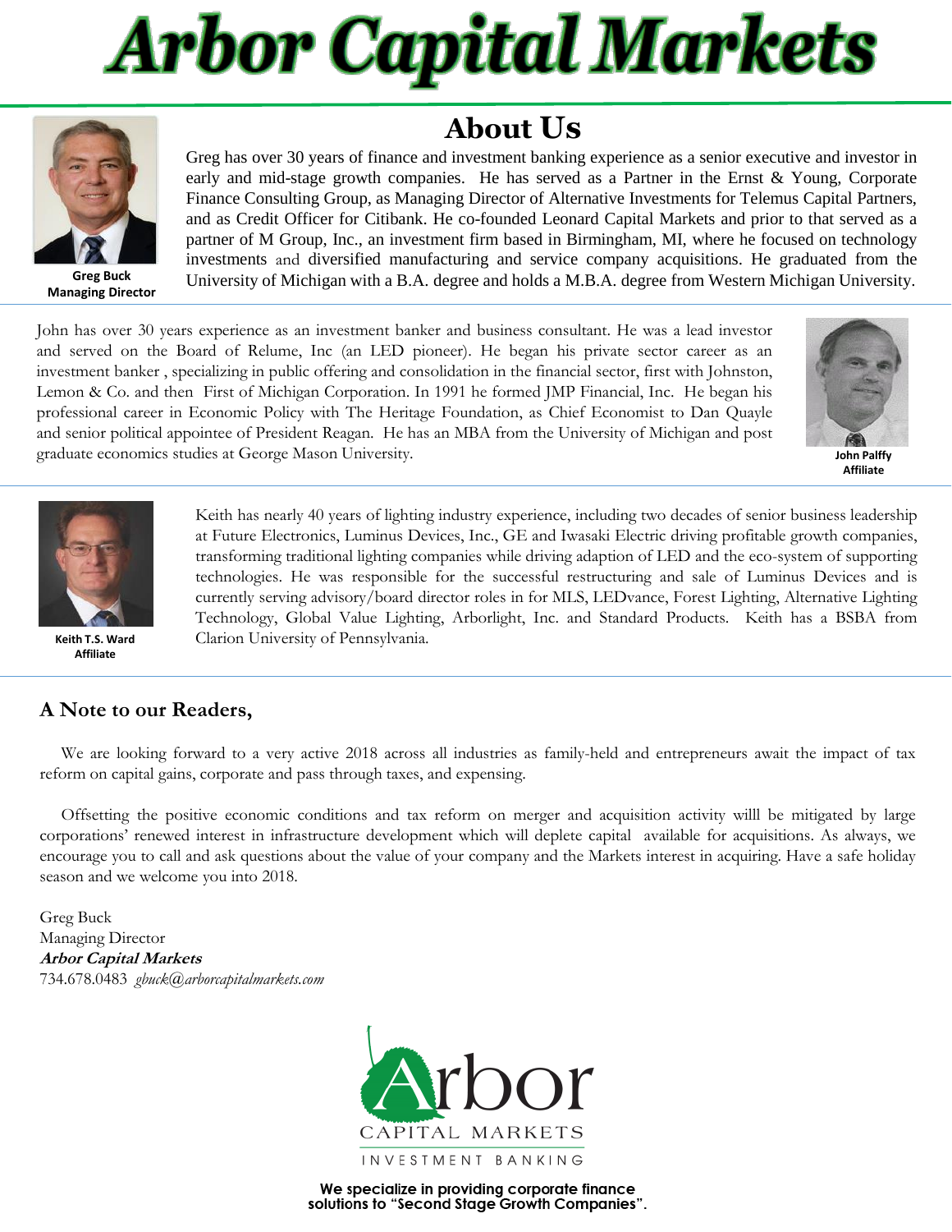# Arbor Capital Markets

## About Us

Greg has over 30 years of finance and investment banking experience as a senior executive and investor in early and mid-stage growth companies. He has served as a Partner in the Ernst & Young, Corporate Finance Consulting Group, as Managing Director of Alternative Investments for Telemus Capital Partners, and as Credit Officer for Citibank. He co-founded Leonard Capital Markets and prior to that served as a partner of M Group, Inc., an investment firm based in Birmingham, MI, where he focused on technology investments and diversified manufacturing and service company acquisitions. He graduated from the University of Michigan with a B.A. degree and holds a M.B.A. degree from Western Michigan University.

**Greg Buck**
**Managing Director**

John has over 30 years experience as an investment banker and business consultant. He was a lead investor and served on the Board of Relume, Inc (an LED pioneer). He began his private sector career as an investment banker , specializing in public offering and consolidation in the financial sector, first with Johnston, Lemon & Co. and then First of Michigan Corporation. In 1991 he formed JMP Financial, Inc. He began his professional career in Economic Policy with The Heritage Foundation, as Chief Economist to Dan Quayle and senior political appointee of President Reagan. He has an MBA from the University of Michigan and post graduate economics studies at George Mason University.

**John Palffy**
**Affiliate**

Keith has nearly 40 years of lighting industry experience, including two decades of senior business leadership at Future Electronics, Luminus Devices, Inc., GE and Iwasaki Electric driving profitable growth companies, transforming traditional lighting companies while driving adaption of LED and the eco-system of supporting technologies. He was responsible for the successful restructuring and sale of Luminus Devices and is currently serving advisory/board director roles in for MLS, LEDvance, Forest Lighting, Alternative Lighting Technology, Global Value Lighting, Arborlight, Inc. and Standard Products. Keith has a BSBA from Clarion University of Pennsylvania.

**Keith T.S. Ward**
**Affiliate**

### A Note to our Readers,

We are looking forward to a very active 2018 across all industries as family-held and entrepreneurs await the impact of tax reform on capital gains, corporate and pass through taxes, and expensing.

Offsetting the positive economic conditions and tax reform on merger and acquisition activity willl be mitigated by large corporations' renewed interest in infrastructure development which will deplete capital available for acquisitions. As always, we encourage you to call and ask questions about the value of your company and the Markets interest in acquiring. Have a safe holiday season and we welcome you into 2018.

Greg Buck
Managing Director
***Arbor Capital Markets***
734.678.0483 *gbuck@arborcapitalmarkets.com*

Arbor
CAPITAL MARKETS
INVESTMENT BANKING

**We specialize in providing corporate finance solutions to "Second Stage Growth Companies".**